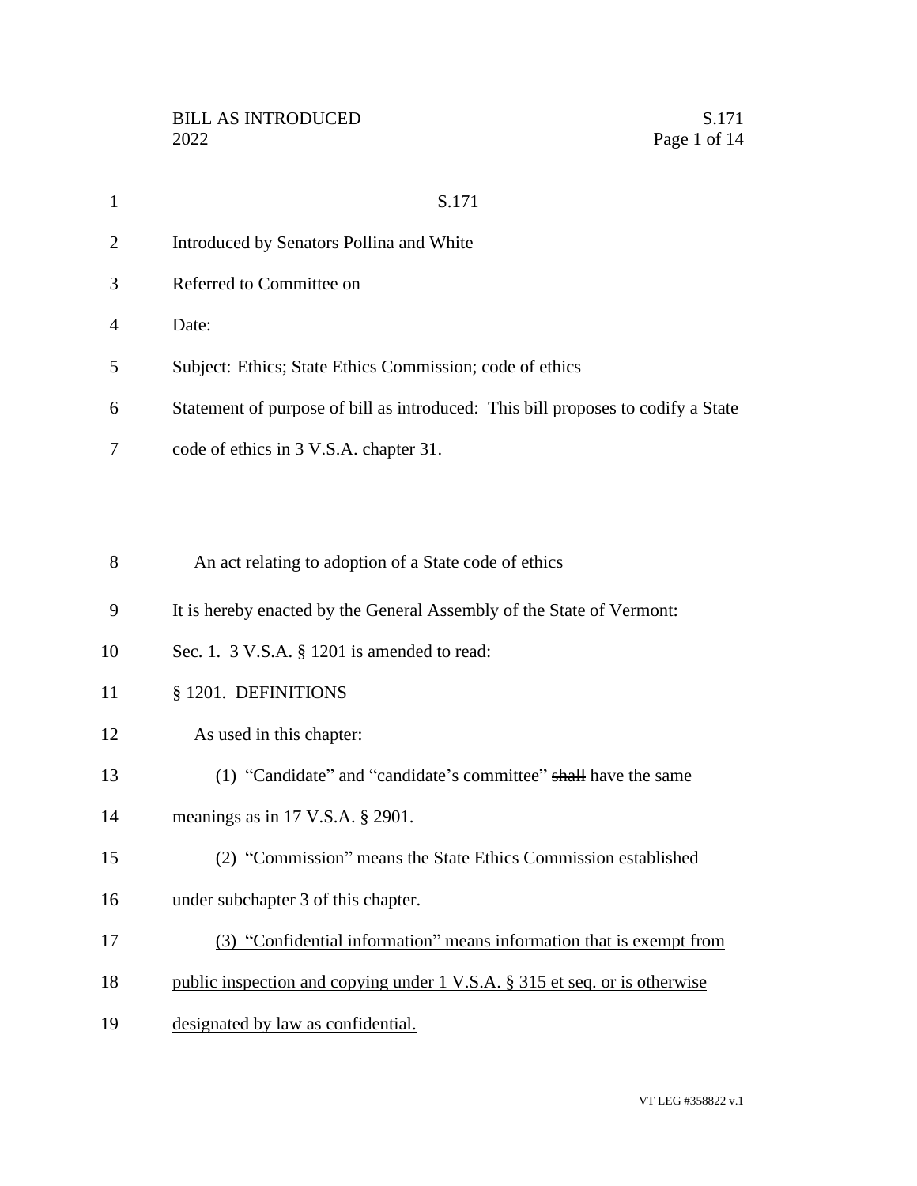S.171

Introduced by Senators Pollina and White

Referred to Committee on

Date:

Subject: Ethics; State Ethics Commission; code of ethics

Statement of purpose of bill as introduced: This bill proposes to codify a State code of ethics in 3 V.S.A. chapter 31.

An act relating to adoption of a State code of ethics

It is hereby enacted by the General Assembly of the State of Vermont:

Sec. 1. 3 V.S.A. § 1201 is amended to read:

§ 1201. DEFINITIONS

As used in this chapter:

(1) "Candidate" and "candidate's committee" ~~shall~~ have the same meanings as in 17 V.S.A. § 2901.

(2) "Commission" means the State Ethics Commission established under subchapter 3 of this chapter.

<u>(3) "Confidential information" means information that is exempt from public inspection and copying under 1 V.S.A. § 315 et seq. or is otherwise designated by law as confidential.</u>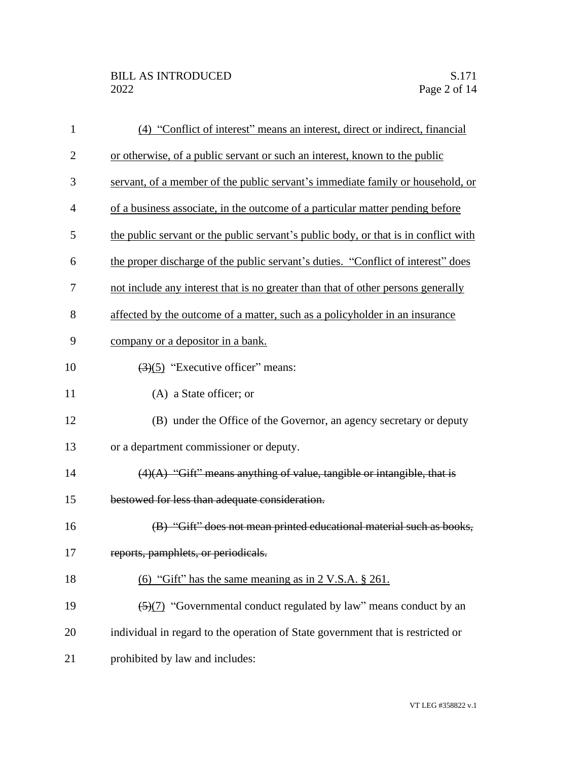(4) "Conflict of interest" means an interest, direct or indirect, financial or otherwise, of a public servant or such an interest, known to the public servant, of a member of the public servant's immediate family or household, or of a business associate, in the outcome of a particular matter pending before the public servant or the public servant's public body, or that is in conflict with the proper discharge of the public servant's duties. "Conflict of interest" does not include any interest that is no greater than that of other persons generally affected by the outcome of a matter, such as a policyholder in an insurance company or a depositor in a bank.

~~(3)~~(5) "Executive officer" means:

(A) a State officer; or

(B) under the Office of the Governor, an agency secretary or deputy or a department commissioner or deputy.

~~(4)(A) "Gift" means anything of value, tangible or intangible, that is bestowed for less than adequate consideration.~~

~~(B) "Gift" does not mean printed educational material such as books, reports, pamphlets, or periodicals.~~

(6) "Gift" has the same meaning as in 2 V.S.A. § 261.

~~(5)~~(7) "Governmental conduct regulated by law" means conduct by an individual in regard to the operation of State government that is restricted or prohibited by law and includes: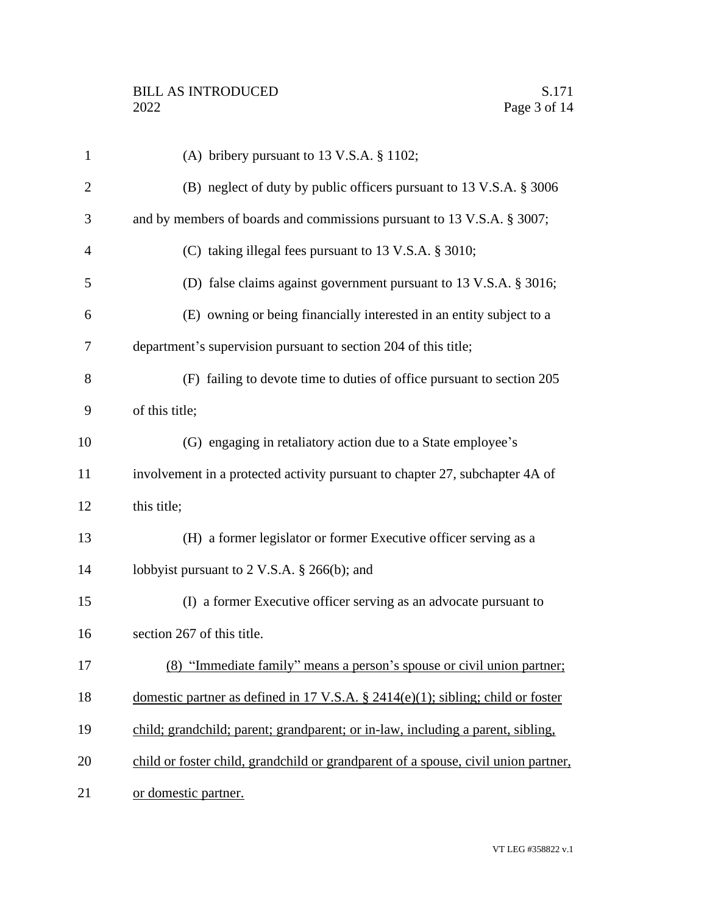(A) bribery pursuant to 13 V.S.A. § 1102;

(B) neglect of duty by public officers pursuant to 13 V.S.A. § 3006 and by members of boards and commissions pursuant to 13 V.S.A. § 3007;

(C) taking illegal fees pursuant to 13 V.S.A. § 3010;

(D) false claims against government pursuant to 13 V.S.A. § 3016;

(E) owning or being financially interested in an entity subject to a department's supervision pursuant to section 204 of this title;

(F) failing to devote time to duties of office pursuant to section 205 of this title;

(G) engaging in retaliatory action due to a State employee's involvement in a protected activity pursuant to chapter 27, subchapter 4A of this title;

(H) a former legislator or former Executive officer serving as a lobbyist pursuant to 2 V.S.A. § 266(b); and

(I) a former Executive officer serving as an advocate pursuant to section 267 of this title.

<u>(8) "Immediate family" means a person's spouse or civil union partner; domestic partner as defined in 17 V.S.A. § 2414(e)(1); sibling; child or foster child; grandchild; parent; grandparent; or in-law, including a parent, sibling, child or foster child, grandchild or grandparent of a spouse, civil union partner, or domestic partner.</u>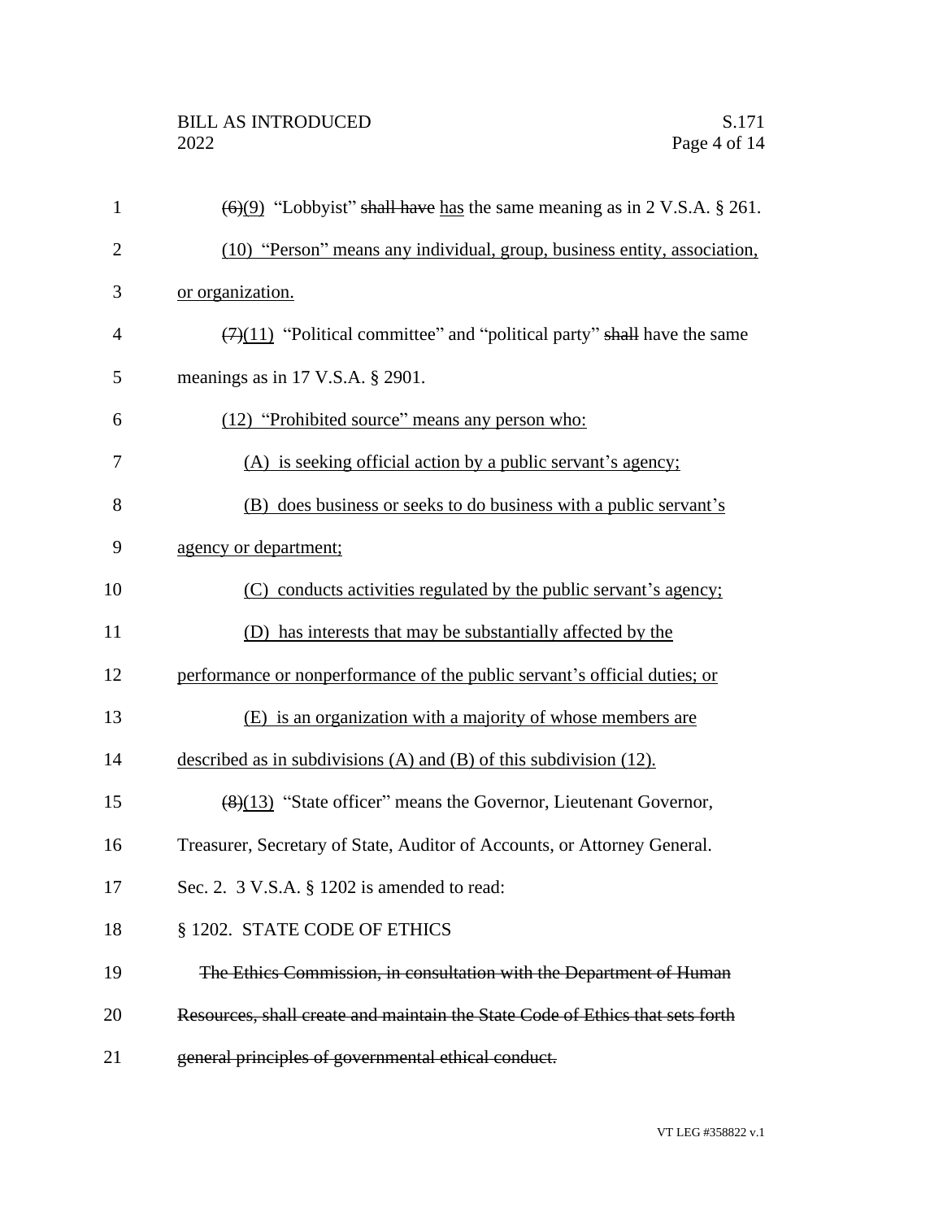~~(6)~~(9) "Lobbyist" ~~shall have~~ has the same meaning as in 2 V.S.A. § 261.

(10) "Person" means any individual, group, business entity, association, or organization.

~~(7)~~(11) "Political committee" and "political party" ~~shall~~ have the same meanings as in 17 V.S.A. § 2901.

(12) "Prohibited source" means any person who:

(A) is seeking official action by a public servant's agency;

(B) does business or seeks to do business with a public servant's agency or department;

(C) conducts activities regulated by the public servant's agency;

(D) has interests that may be substantially affected by the performance or nonperformance of the public servant's official duties; or

(E) is an organization with a majority of whose members are described as in subdivisions (A) and (B) of this subdivision (12).

~~(8)~~(13) "State officer" means the Governor, Lieutenant Governor, Treasurer, Secretary of State, Auditor of Accounts, or Attorney General.

Sec. 2. 3 V.S.A. § 1202 is amended to read:

§ 1202. STATE CODE OF ETHICS

~~The Ethics Commission, in consultation with the Department of Human Resources, shall create and maintain the State Code of Ethics that sets forth general principles of governmental ethical conduct.~~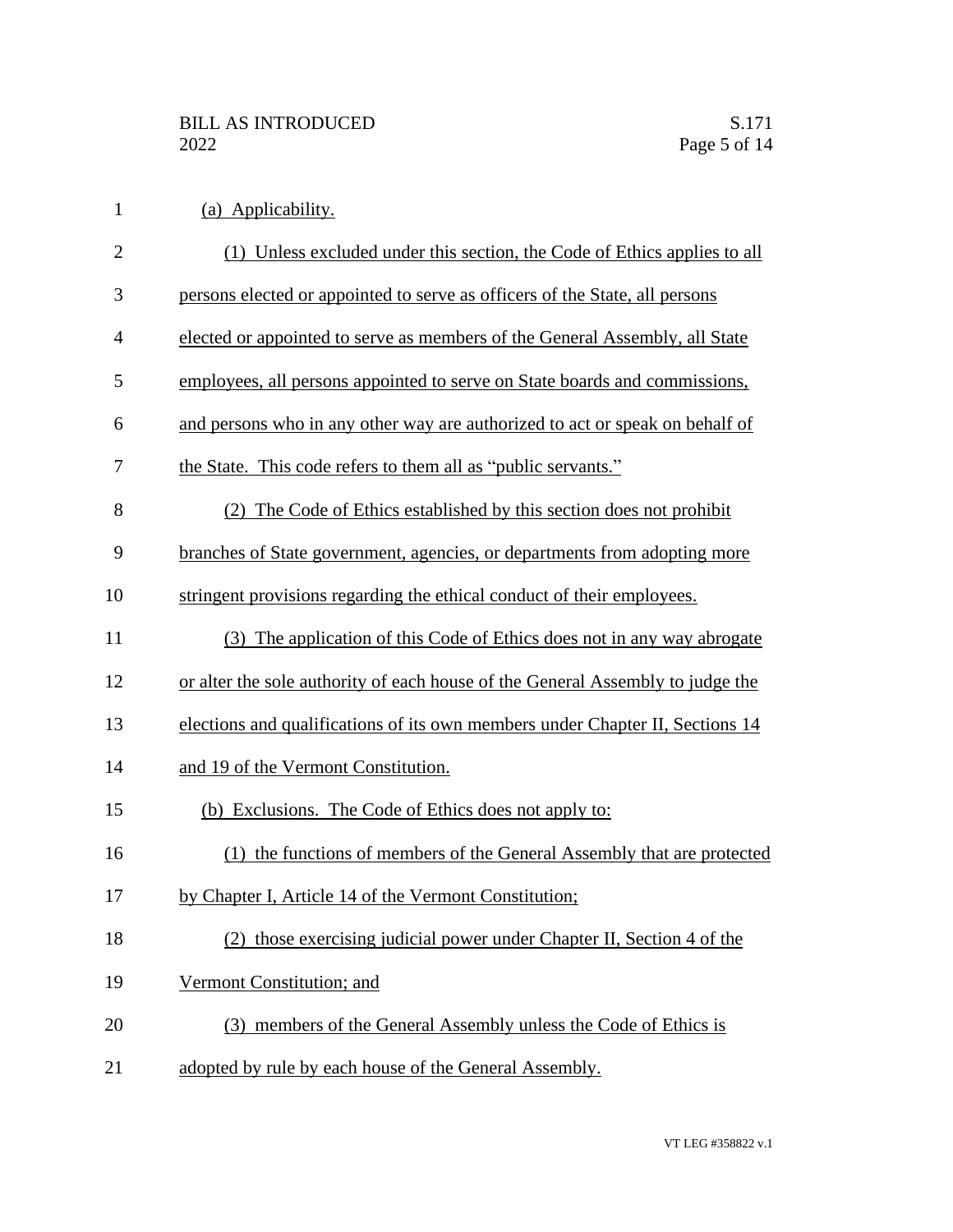(a) Applicability.

(1) Unless excluded under this section, the Code of Ethics applies to all persons elected or appointed to serve as officers of the State, all persons elected or appointed to serve as members of the General Assembly, all State employees, all persons appointed to serve on State boards and commissions, and persons who in any other way are authorized to act or speak on behalf of the State. This code refers to them all as "public servants."

(2) The Code of Ethics established by this section does not prohibit branches of State government, agencies, or departments from adopting more stringent provisions regarding the ethical conduct of their employees.

(3) The application of this Code of Ethics does not in any way abrogate or alter the sole authority of each house of the General Assembly to judge the elections and qualifications of its own members under Chapter II, Sections 14 and 19 of the Vermont Constitution.

(b) Exclusions. The Code of Ethics does not apply to:

(1) the functions of members of the General Assembly that are protected by Chapter I, Article 14 of the Vermont Constitution;

(2) those exercising judicial power under Chapter II, Section 4 of the Vermont Constitution; and

(3) members of the General Assembly unless the Code of Ethics is adopted by rule by each house of the General Assembly.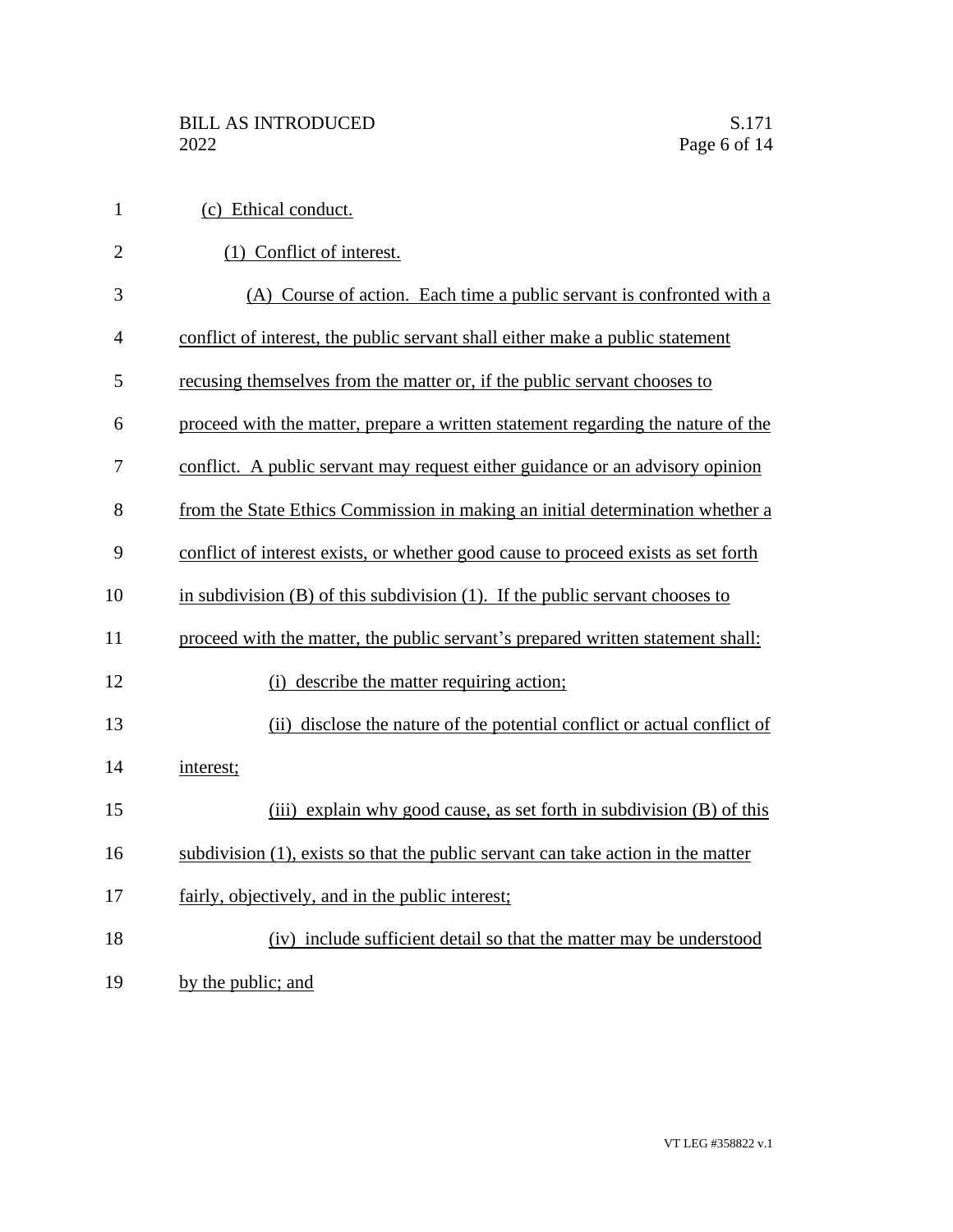(c) Ethical conduct.

(1) Conflict of interest.

(A) Course of action. Each time a public servant is confronted with a conflict of interest, the public servant shall either make a public statement recusing themselves from the matter or, if the public servant chooses to proceed with the matter, prepare a written statement regarding the nature of the conflict. A public servant may request either guidance or an advisory opinion from the State Ethics Commission in making an initial determination whether a conflict of interest exists, or whether good cause to proceed exists as set forth in subdivision (B) of this subdivision (1). If the public servant chooses to proceed with the matter, the public servant's prepared written statement shall:

(i) describe the matter requiring action;

(ii) disclose the nature of the potential conflict or actual conflict of interest;

(iii) explain why good cause, as set forth in subdivision (B) of this subdivision (1), exists so that the public servant can take action in the matter fairly, objectively, and in the public interest;

(iv) include sufficient detail so that the matter may be understood by the public; and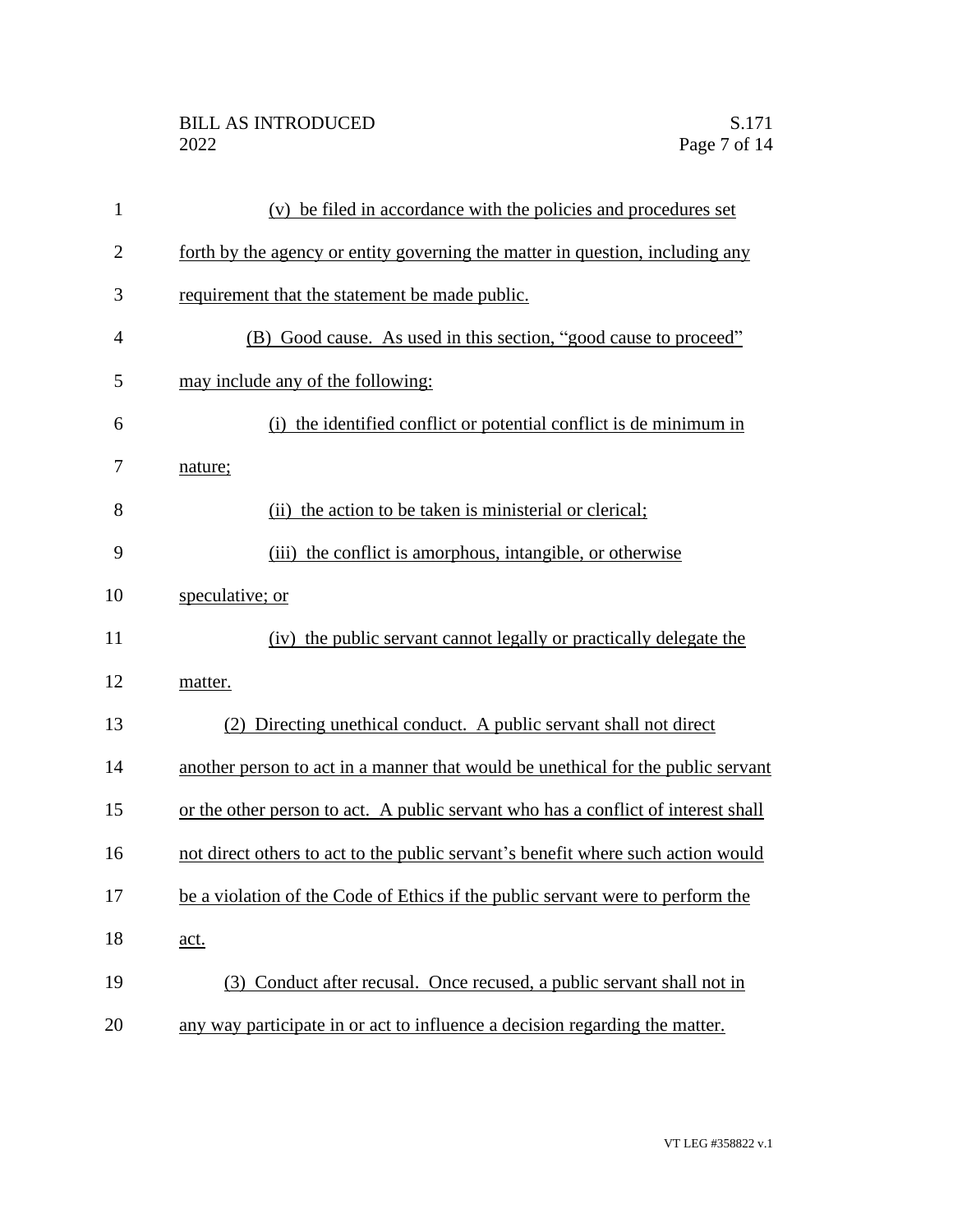(v) be filed in accordance with the policies and procedures set forth by the agency or entity governing the matter in question, including any requirement that the statement be made public.

(B) Good cause. As used in this section, "good cause to proceed" may include any of the following:

(i) the identified conflict or potential conflict is de minimum in nature;

(ii) the action to be taken is ministerial or clerical;

(iii) the conflict is amorphous, intangible, or otherwise speculative; or

(iv) the public servant cannot legally or practically delegate the matter.

(2) Directing unethical conduct. A public servant shall not direct another person to act in a manner that would be unethical for the public servant or the other person to act. A public servant who has a conflict of interest shall not direct others to act to the public servant's benefit where such action would be a violation of the Code of Ethics if the public servant were to perform the act.

(3) Conduct after recusal. Once recused, a public servant shall not in any way participate in or act to influence a decision regarding the matter.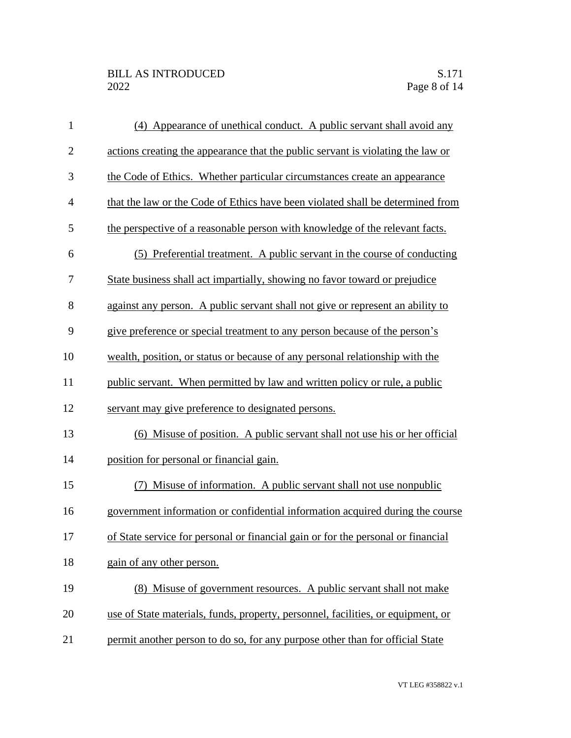(4) Appearance of unethical conduct. A public servant shall avoid any actions creating the appearance that the public servant is violating the law or the Code of Ethics. Whether particular circumstances create an appearance that the law or the Code of Ethics have been violated shall be determined from the perspective of a reasonable person with knowledge of the relevant facts.

(5) Preferential treatment. A public servant in the course of conducting State business shall act impartially, showing no favor toward or prejudice against any person. A public servant shall not give or represent an ability to give preference or special treatment to any person because of the person's wealth, position, or status or because of any personal relationship with the public servant. When permitted by law and written policy or rule, a public servant may give preference to designated persons.

(6) Misuse of position. A public servant shall not use his or her official position for personal or financial gain.

(7) Misuse of information. A public servant shall not use nonpublic government information or confidential information acquired during the course of State service for personal or financial gain or for the personal or financial gain of any other person.

(8) Misuse of government resources. A public servant shall not make use of State materials, funds, property, personnel, facilities, or equipment, or permit another person to do so, for any purpose other than for official State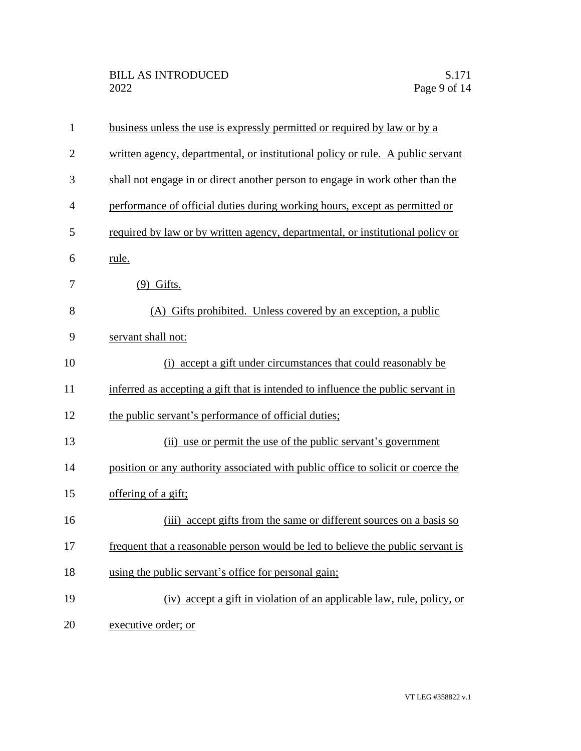business unless the use is expressly permitted or required by law or by a written agency, departmental, or institutional policy or rule. A public servant shall not engage in or direct another person to engage in work other than the performance of official duties during working hours, except as permitted or required by law or by written agency, departmental, or institutional policy or rule.

(9) Gifts.

(A) Gifts prohibited. Unless covered by an exception, a public servant shall not:

(i) accept a gift under circumstances that could reasonably be inferred as accepting a gift that is intended to influence the public servant in the public servant's performance of official duties;

(ii) use or permit the use of the public servant's government position or any authority associated with public office to solicit or coerce the offering of a gift;

(iii) accept gifts from the same or different sources on a basis so frequent that a reasonable person would be led to believe the public servant is using the public servant's office for personal gain;

(iv) accept a gift in violation of an applicable law, rule, policy, or executive order; or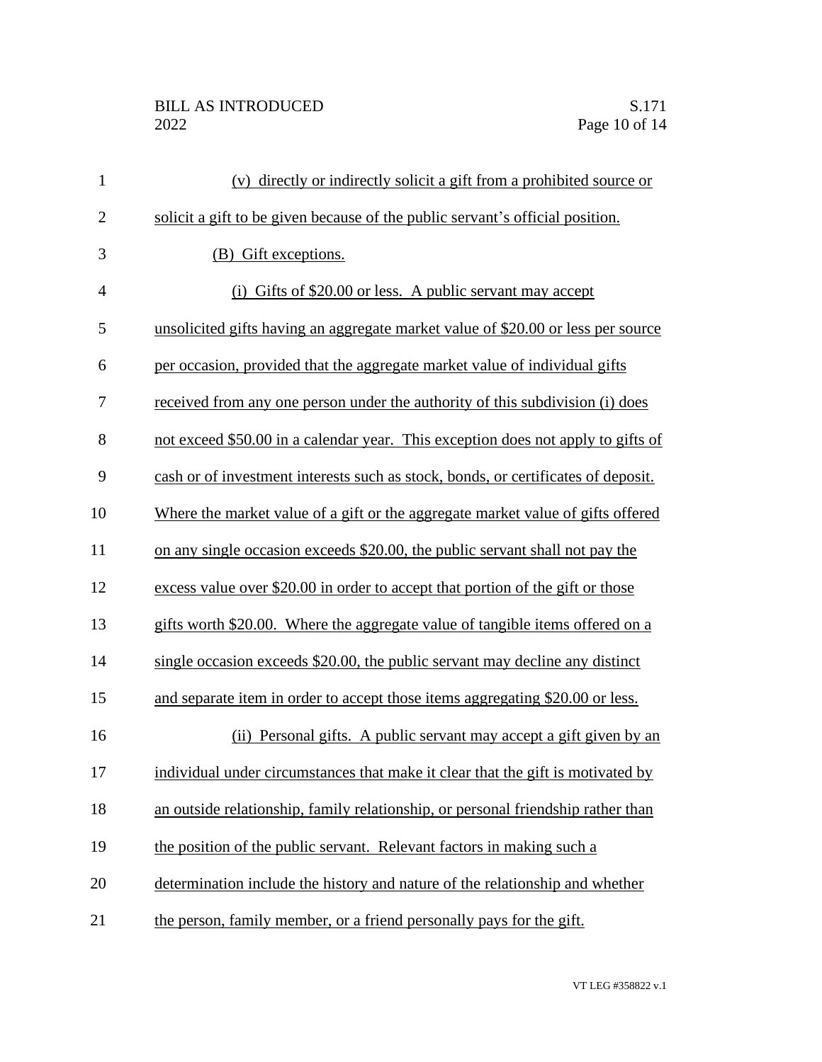(v) directly or indirectly solicit a gift from a prohibited source or solicit a gift to be given because of the public servant's official position.

(B) Gift exceptions.

(i) Gifts of \$20.00 or less. A public servant may accept unsolicited gifts having an aggregate market value of \$20.00 or less per source per occasion, provided that the aggregate market value of individual gifts received from any one person under the authority of this subdivision (i) does not exceed \$50.00 in a calendar year. This exception does not apply to gifts of cash or of investment interests such as stock, bonds, or certificates of deposit. Where the market value of a gift or the aggregate market value of gifts offered on any single occasion exceeds \$20.00, the public servant shall not pay the excess value over \$20.00 in order to accept that portion of the gift or those gifts worth \$20.00. Where the aggregate value of tangible items offered on a single occasion exceeds \$20.00, the public servant may decline any distinct and separate item in order to accept those items aggregating \$20.00 or less.

(ii) Personal gifts. A public servant may accept a gift given by an individual under circumstances that make it clear that the gift is motivated by an outside relationship, family relationship, or personal friendship rather than the position of the public servant. Relevant factors in making such a determination include the history and nature of the relationship and whether the person, family member, or a friend personally pays for the gift.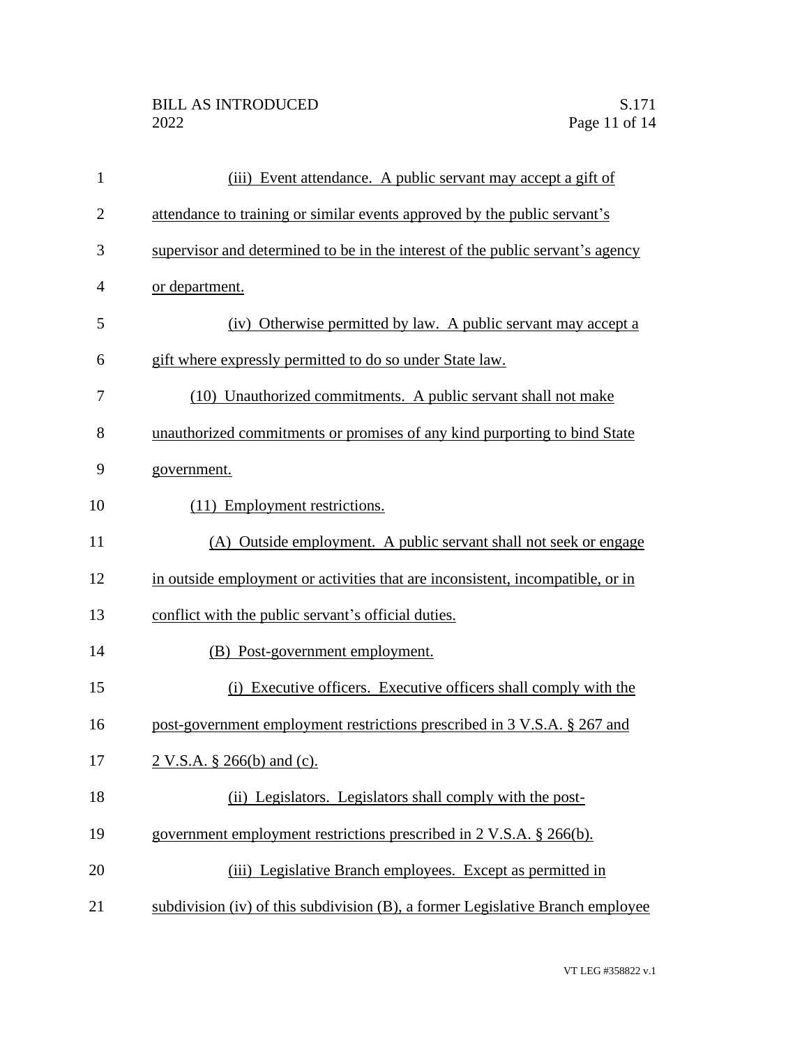(iii) Event attendance. A public servant may accept a gift of attendance to training or similar events approved by the public servant's supervisor and determined to be in the interest of the public servant's agency or department.

(iv) Otherwise permitted by law. A public servant may accept a gift where expressly permitted to do so under State law.

(10) Unauthorized commitments. A public servant shall not make unauthorized commitments or promises of any kind purporting to bind State government.

(11) Employment restrictions.

(A) Outside employment. A public servant shall not seek or engage in outside employment or activities that are inconsistent, incompatible, or in conflict with the public servant's official duties.

(B) Post-government employment.

(i) Executive officers. Executive officers shall comply with the post-government employment restrictions prescribed in 3 V.S.A. § 267 and 2 V.S.A. § 266(b) and (c).

(ii) Legislators. Legislators shall comply with the post-government employment restrictions prescribed in 2 V.S.A. § 266(b).

(iii) Legislative Branch employees. Except as permitted in subdivision (iv) of this subdivision (B), a former Legislative Branch employee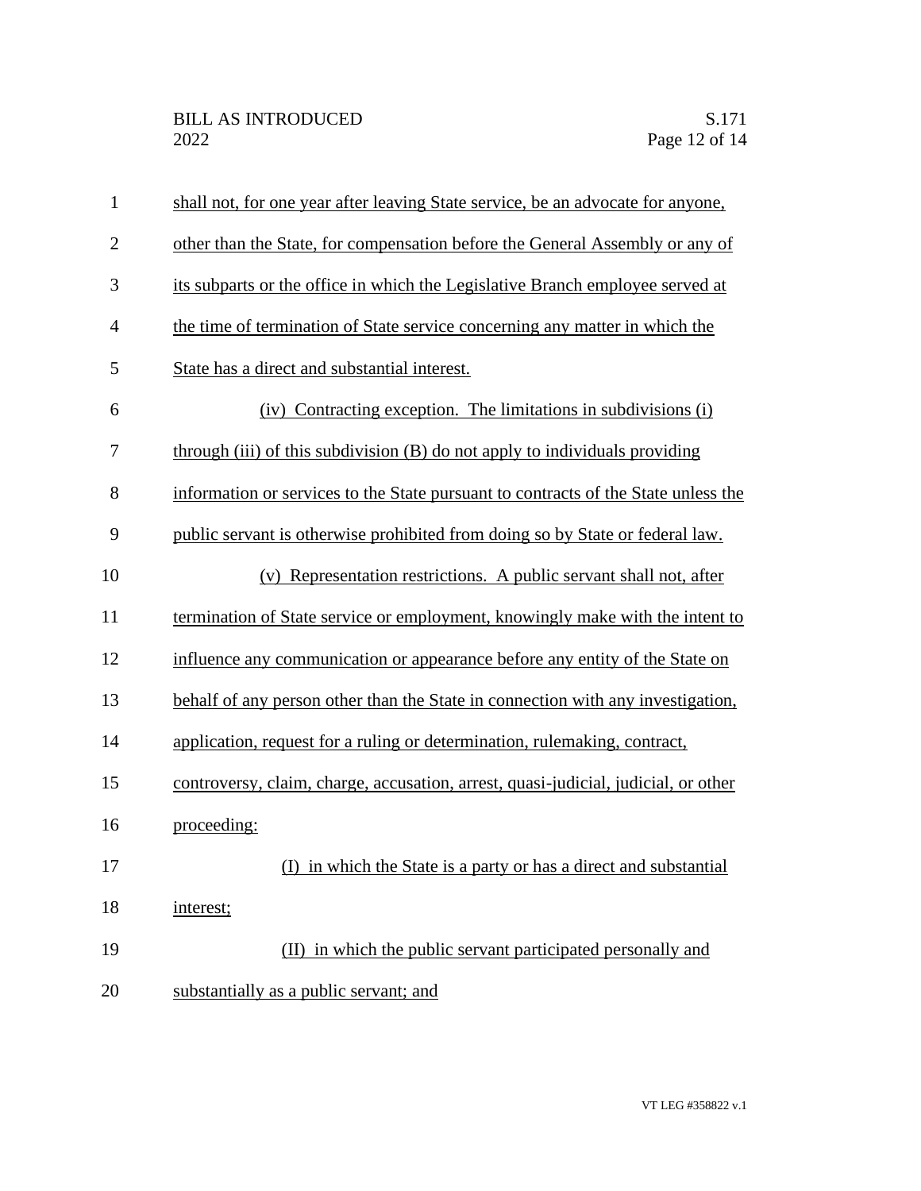shall not, for one year after leaving State service, be an advocate for anyone, other than the State, for compensation before the General Assembly or any of its subparts or the office in which the Legislative Branch employee served at the time of termination of State service concerning any matter in which the State has a direct and substantial interest.

(iv) Contracting exception. The limitations in subdivisions (i) through (iii) of this subdivision (B) do not apply to individuals providing information or services to the State pursuant to contracts of the State unless the public servant is otherwise prohibited from doing so by State or federal law.

(v) Representation restrictions. A public servant shall not, after termination of State service or employment, knowingly make with the intent to influence any communication or appearance before any entity of the State on behalf of any person other than the State in connection with any investigation, application, request for a ruling or determination, rulemaking, contract, controversy, claim, charge, accusation, arrest, quasi-judicial, judicial, or other proceeding:

(I) in which the State is a party or has a direct and substantial interest;

(II) in which the public servant participated personally and substantially as a public servant; and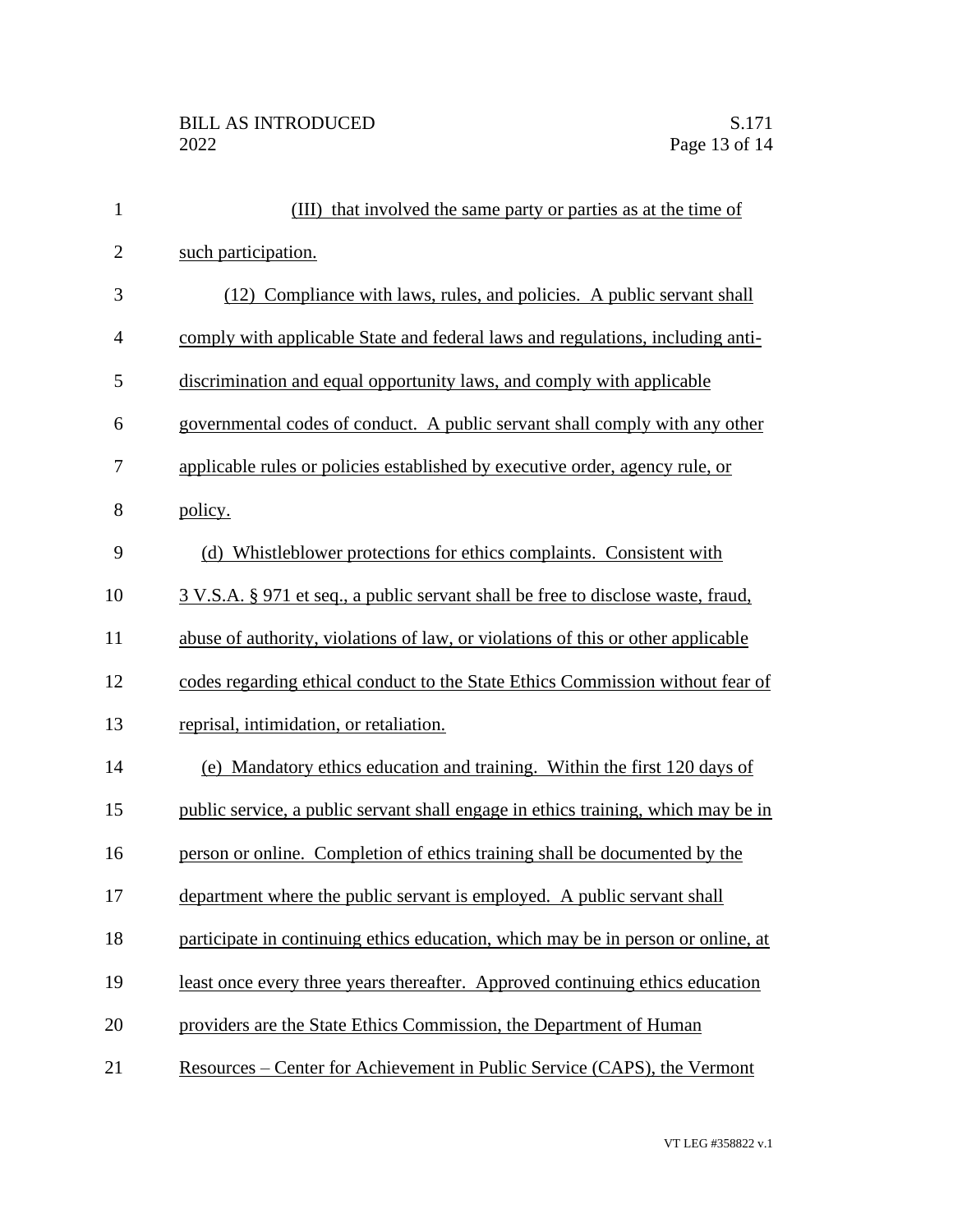(III) that involved the same party or parties as at the time of such participation.

(12) Compliance with laws, rules, and policies. A public servant shall comply with applicable State and federal laws and regulations, including anti-discrimination and equal opportunity laws, and comply with applicable governmental codes of conduct. A public servant shall comply with any other applicable rules or policies established by executive order, agency rule, or policy.

(d) Whistleblower protections for ethics complaints. Consistent with 3 V.S.A. § 971 et seq., a public servant shall be free to disclose waste, fraud, abuse of authority, violations of law, or violations of this or other applicable codes regarding ethical conduct to the State Ethics Commission without fear of reprisal, intimidation, or retaliation.

(e) Mandatory ethics education and training. Within the first 120 days of public service, a public servant shall engage in ethics training, which may be in person or online. Completion of ethics training shall be documented by the department where the public servant is employed. A public servant shall participate in continuing ethics education, which may be in person or online, at least once every three years thereafter. Approved continuing ethics education providers are the State Ethics Commission, the Department of Human Resources – Center for Achievement in Public Service (CAPS), the Vermont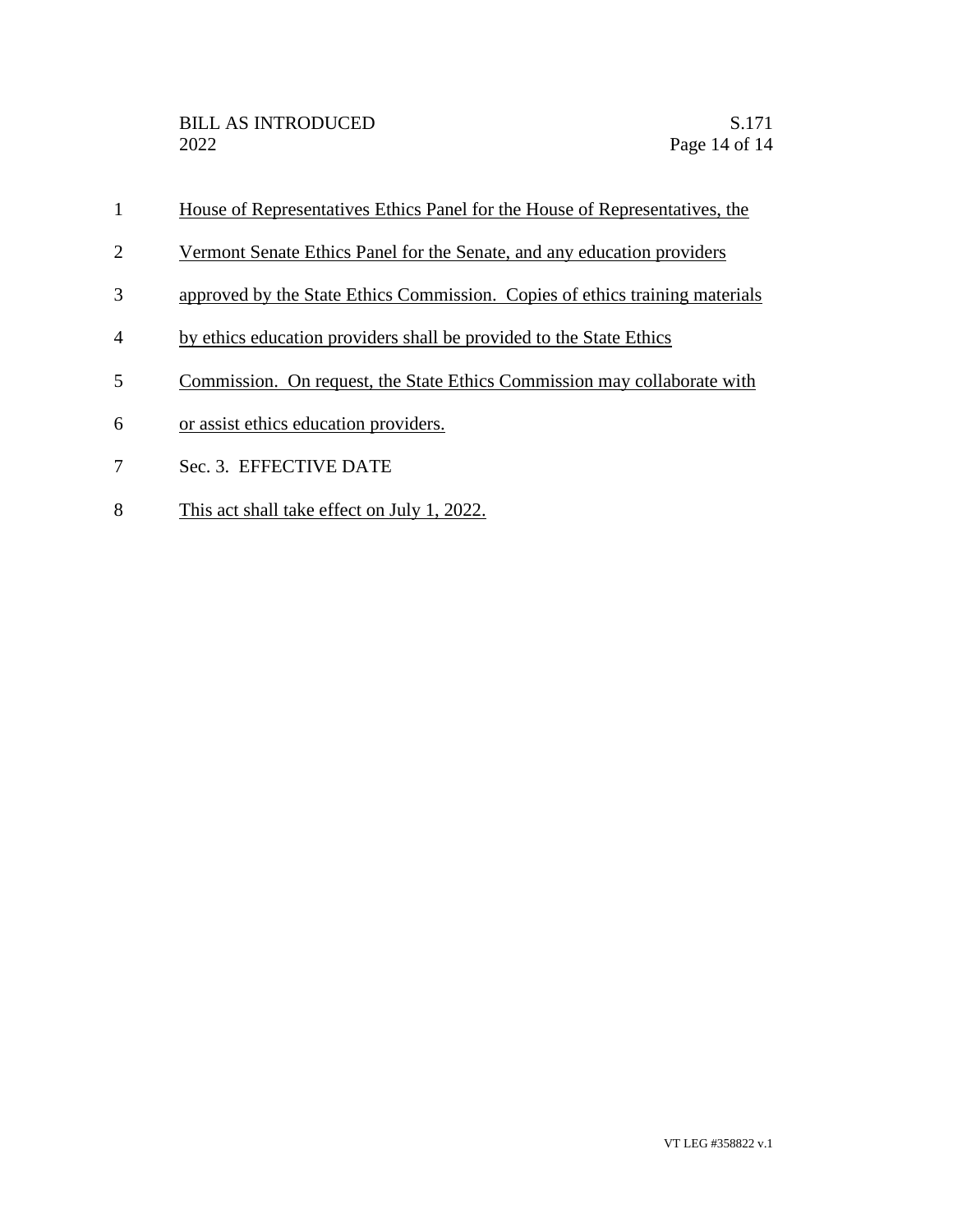House of Representatives Ethics Panel for the House of Representatives, the Vermont Senate Ethics Panel for the Senate, and any education providers approved by the State Ethics Commission. Copies of ethics training materials by ethics education providers shall be provided to the State Ethics Commission. On request, the State Ethics Commission may collaborate with or assist ethics education providers.

Sec. 3. EFFECTIVE DATE

This act shall take effect on July 1, 2022.